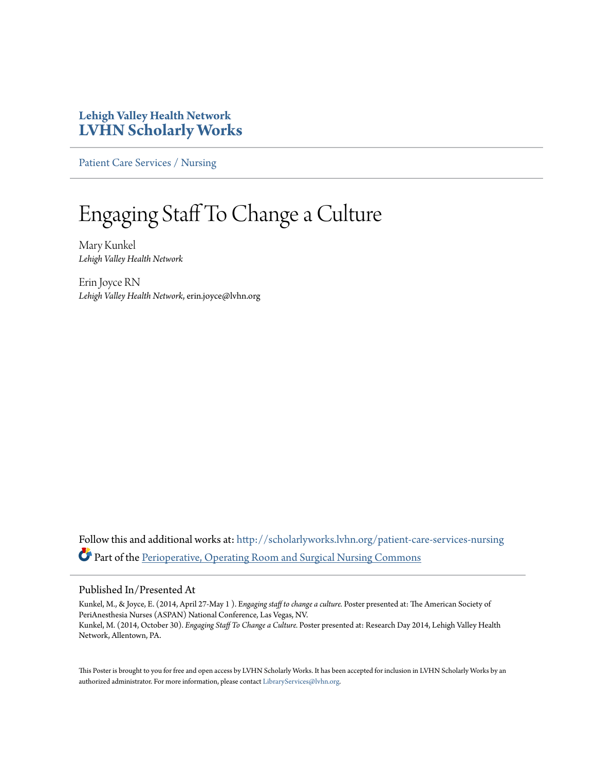**Lehigh Valley Health Network**
**LVHN Scholarly Works**

Patient Care Services / Nursing

# Engaging Staff To Change a Culture

Mary Kunkel
*Lehigh Valley Health Network*

Erin Joyce RN
*Lehigh Valley Health Network*, erin.joyce@lvhn.org

Follow this and additional works at: http://scholarlyworks.lvhn.org/patient-care-services-nursing

Part of the Perioperative, Operating Room and Surgical Nursing Commons

## Published In/Presented At

Kunkel, M., & Joyce, E. (2014, April 27-May 1 ). *Engaging staff to change a culture.* Poster presented at: The American Society of PeriAnesthesia Nurses (ASPAN) National Conference, Las Vegas, NV.
Kunkel, M. (2014, October 30). *Engaging Staff To Change a Culture.* Poster presented at: Research Day 2014, Lehigh Valley Health Network, Allentown, PA.

This Poster is brought to you for free and open access by LVHN Scholarly Works. It has been accepted for inclusion in LVHN Scholarly Works by an authorized administrator. For more information, please contact LibraryServices@lvhn.org.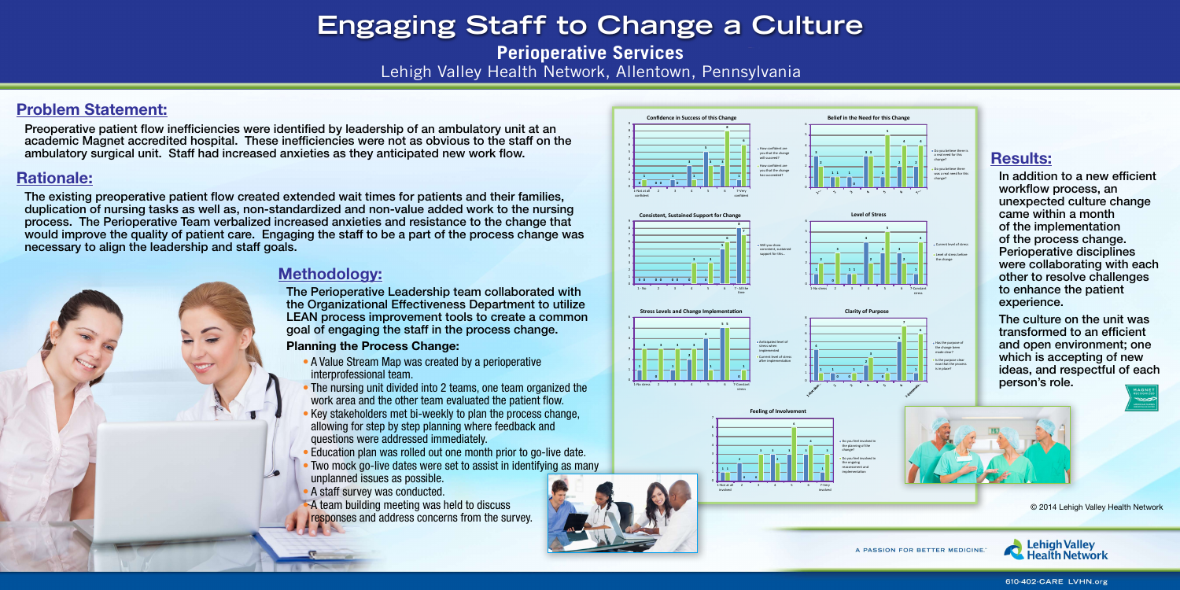# Engaging Staff to Change a Culture

## Perioperative Services

Lehigh Valley Health Network, Allentown, Pennsylvania

## Problem Statement:

Preoperative patient flow inefficiencies were identified by leadership of an ambulatory unit at an academic Magnet accredited hospital. These inefficiencies were not as obvious to the staff on the ambulatory surgical unit. Staff had increased anxieties as they anticipated new work flow.

## Rationale:

The existing preoperative patient flow created extended wait times for patients and their families, duplication of nursing tasks as well as, non-standardized and non-value added work to the nursing process. The Perioperative Team verbalized increased anxieties and resistance to the change that would improve the quality of patient care. Engaging the staff to be a part of the process change was necessary to align the leadership and staff goals.

## Methodology:

The Perioperative Leadership team collaborated with the Organizational Effectiveness Department to utilize LEAN process improvement tools to create a common goal of engaging the staff in the process change.

### Planning the Process Change:

- A Value Stream Map was created by a perioperative interprofessional team.
- The nursing unit divided into 2 teams, one team organized the work area and the other team evaluated the patient flow.
- Key stakeholders met bi-weekly to plan the process change, allowing for step by step planning where feedback and questions were addressed immediately.
- Education plan was rolled out one month prior to go-live date.
- Two mock go-live dates were set to assist in identifying as many unplanned issues as possible.
- A staff survey was conducted.
- A team building meeting was held to discuss responses and address concerns from the survey.

Confidence in Success of this Change

1-Not at all confident
7-Very confident

- How confident are you that the change will succeed?
- How confident are you that the change has succeeded?

Belief in the Need for this Change

- Do you believe there is a real need for this change?
- Do you believe there was a real need for this change?

Consistent, Sustained Support for Change

1 - No
7 - All the time

- Will you show consistent, sustained support for this...

Level of Stress

1-No stress
7-Constant stress

- Current level of stress
- Level of stress before the change

Stress Levels and Change Implementation

1-No stress
7-Constant stress

- Anticipated level of stress when implemented
- Current level of stress after implementation

Clarity of Purpose

- Has the purpose of the change been made clear?
- Is the purpose clear now that the process is in place?

Feeling of Involvement

1-Not at all involved
7-Very involved

- Do you feel involved in the planning of the change?
- Do you feel involved in the ongoing reassessment and implementation

## Results:

In addition to a new efficient workflow process, an unexpected culture change came within a month of the implementation of the process change. Perioperative disciplines were collaborating with each other to resolve challenges to enhance the patient experience.

The culture on the unit was transformed to an efficient and open environment; one which is accepting of new ideas, and respectful of each person's role.

© 2014 Lehigh Valley Health Network

A PASSION FOR BETTER MEDICINE.

Lehigh Valley Health Network

610-402-CARE LVHN.org